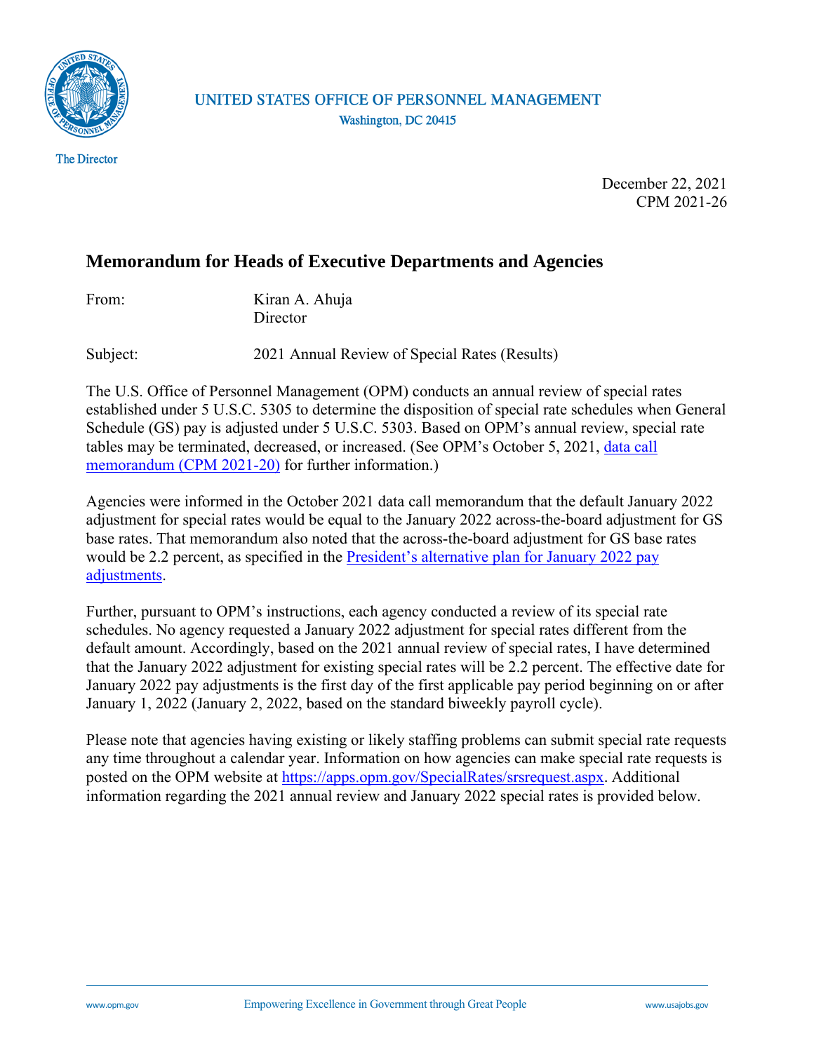UNITED STATES OFFICE OF PERSONNEL MANAGEMENT
Washington, DC 20415

The Director

December 22, 2021
CPM 2021-26

## Memorandum for Heads of Executive Departments and Agencies

From: Kiran A. Ahuja
Director

Subject: 2021 Annual Review of Special Rates (Results)

The U.S. Office of Personnel Management (OPM) conducts an annual review of special rates established under 5 U.S.C. 5305 to determine the disposition of special rate schedules when General Schedule (GS) pay is adjusted under 5 U.S.C. 5303. Based on OPM's annual review, special rate tables may be terminated, decreased, or increased. (See OPM's October 5, 2021, data call memorandum (CPM 2021-20) for further information.)

Agencies were informed in the October 2021 data call memorandum that the default January 2022 adjustment for special rates would be equal to the January 2022 across-the-board adjustment for GS base rates. That memorandum also noted that the across-the-board adjustment for GS base rates would be 2.2 percent, as specified in the President's alternative plan for January 2022 pay adjustments.

Further, pursuant to OPM's instructions, each agency conducted a review of its special rate schedules. No agency requested a January 2022 adjustment for special rates different from the default amount. Accordingly, based on the 2021 annual review of special rates, I have determined that the January 2022 adjustment for existing special rates will be 2.2 percent. The effective date for January 2022 pay adjustments is the first day of the first applicable pay period beginning on or after January 1, 2022 (January 2, 2022, based on the standard biweekly payroll cycle).

Please note that agencies having existing or likely staffing problems can submit special rate requests any time throughout a calendar year. Information on how agencies can make special rate requests is posted on the OPM website at https://apps.opm.gov/SpecialRates/srsrequest.aspx. Additional information regarding the 2021 annual review and January 2022 special rates is provided below.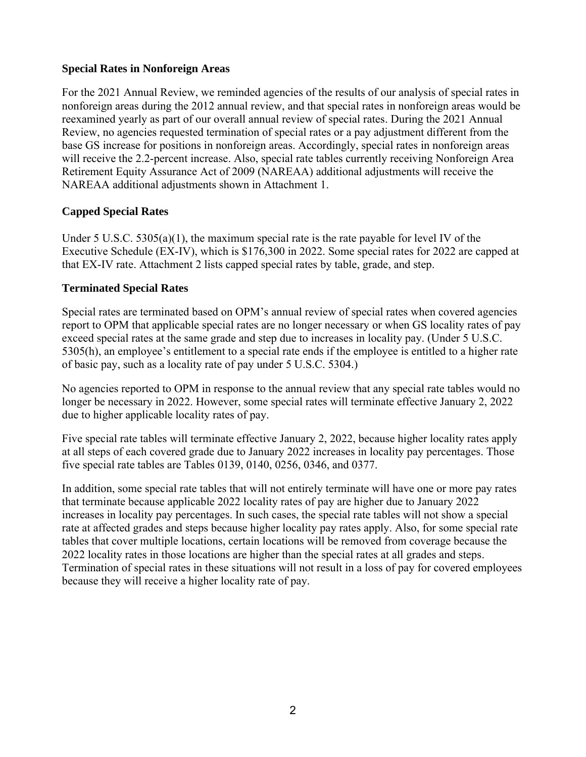## Special Rates in Nonforeign Areas

For the 2021 Annual Review, we reminded agencies of the results of our analysis of special rates in nonforeign areas during the 2012 annual review, and that special rates in nonforeign areas would be reexamined yearly as part of our overall annual review of special rates. During the 2021 Annual Review, no agencies requested termination of special rates or a pay adjustment different from the base GS increase for positions in nonforeign areas. Accordingly, special rates in nonforeign areas will receive the 2.2-percent increase. Also, special rate tables currently receiving Nonforeign Area Retirement Equity Assurance Act of 2009 (NAREAA) additional adjustments will receive the NAREAA additional adjustments shown in Attachment 1.

## Capped Special Rates

Under 5 U.S.C. 5305(a)(1), the maximum special rate is the rate payable for level IV of the Executive Schedule (EX-IV), which is $176,300 in 2022. Some special rates for 2022 are capped at that EX-IV rate. Attachment 2 lists capped special rates by table, grade, and step.

## Terminated Special Rates

Special rates are terminated based on OPM's annual review of special rates when covered agencies report to OPM that applicable special rates are no longer necessary or when GS locality rates of pay exceed special rates at the same grade and step due to increases in locality pay. (Under 5 U.S.C. 5305(h), an employee's entitlement to a special rate ends if the employee is entitled to a higher rate of basic pay, such as a locality rate of pay under 5 U.S.C. 5304.)

No agencies reported to OPM in response to the annual review that any special rate tables would no longer be necessary in 2022. However, some special rates will terminate effective January 2, 2022 due to higher applicable locality rates of pay.

Five special rate tables will terminate effective January 2, 2022, because higher locality rates apply at all steps of each covered grade due to January 2022 increases in locality pay percentages. Those five special rate tables are Tables 0139, 0140, 0256, 0346, and 0377.

In addition, some special rate tables that will not entirely terminate will have one or more pay rates that terminate because applicable 2022 locality rates of pay are higher due to January 2022 increases in locality pay percentages. In such cases, the special rate tables will not show a special rate at affected grades and steps because higher locality pay rates apply. Also, for some special rate tables that cover multiple locations, certain locations will be removed from coverage because the 2022 locality rates in those locations are higher than the special rates at all grades and steps. Termination of special rates in these situations will not result in a loss of pay for covered employees because they will receive a higher locality rate of pay.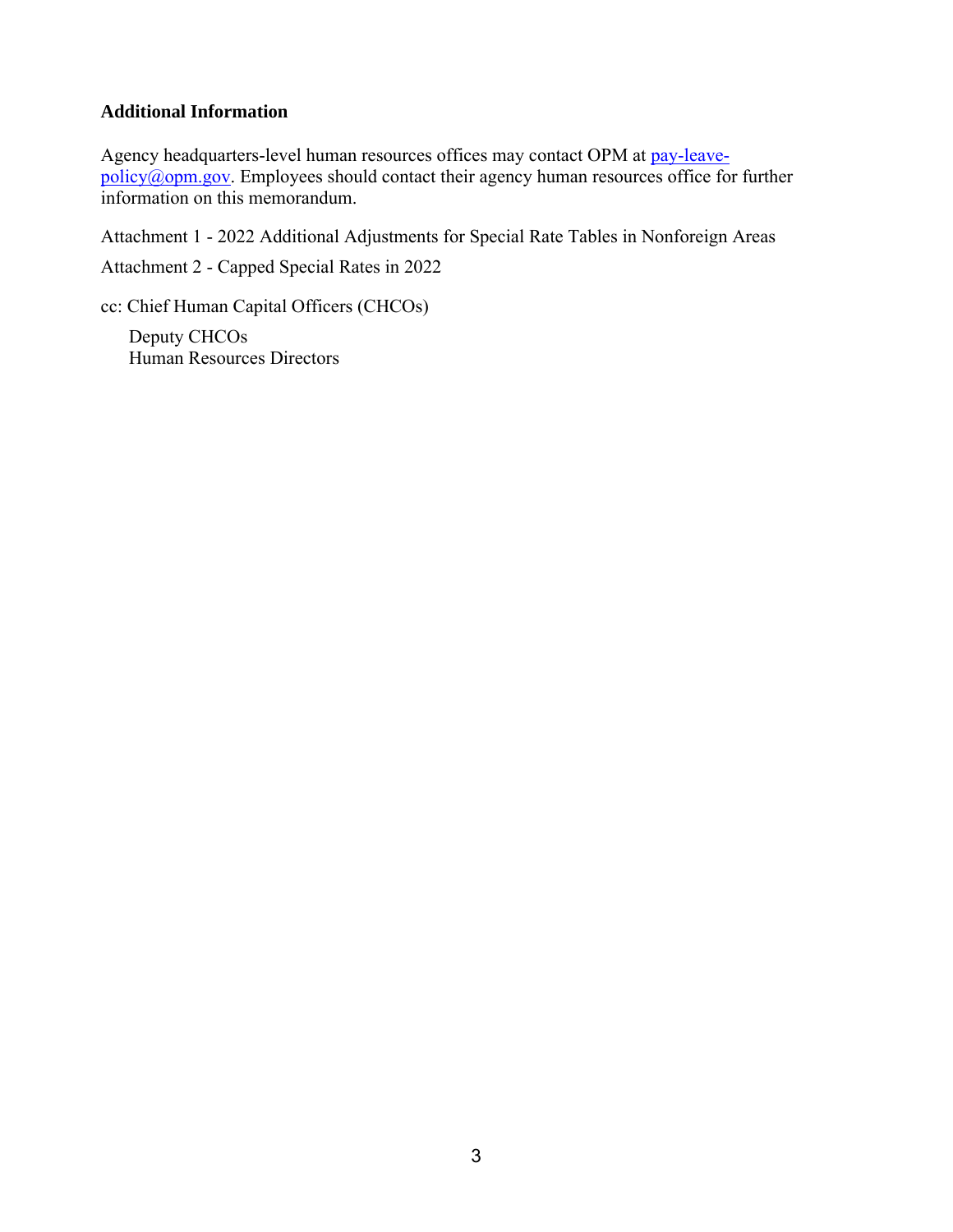**Additional Information**

Agency headquarters-level human resources offices may contact OPM at pay-leave-policy@opm.gov. Employees should contact their agency human resources office for further information on this memorandum.

Attachment 1 - 2022 Additional Adjustments for Special Rate Tables in Nonforeign Areas

Attachment 2 - Capped Special Rates in 2022

cc: Chief Human Capital Officers (CHCOs)

Deputy CHCOs
Human Resources Directors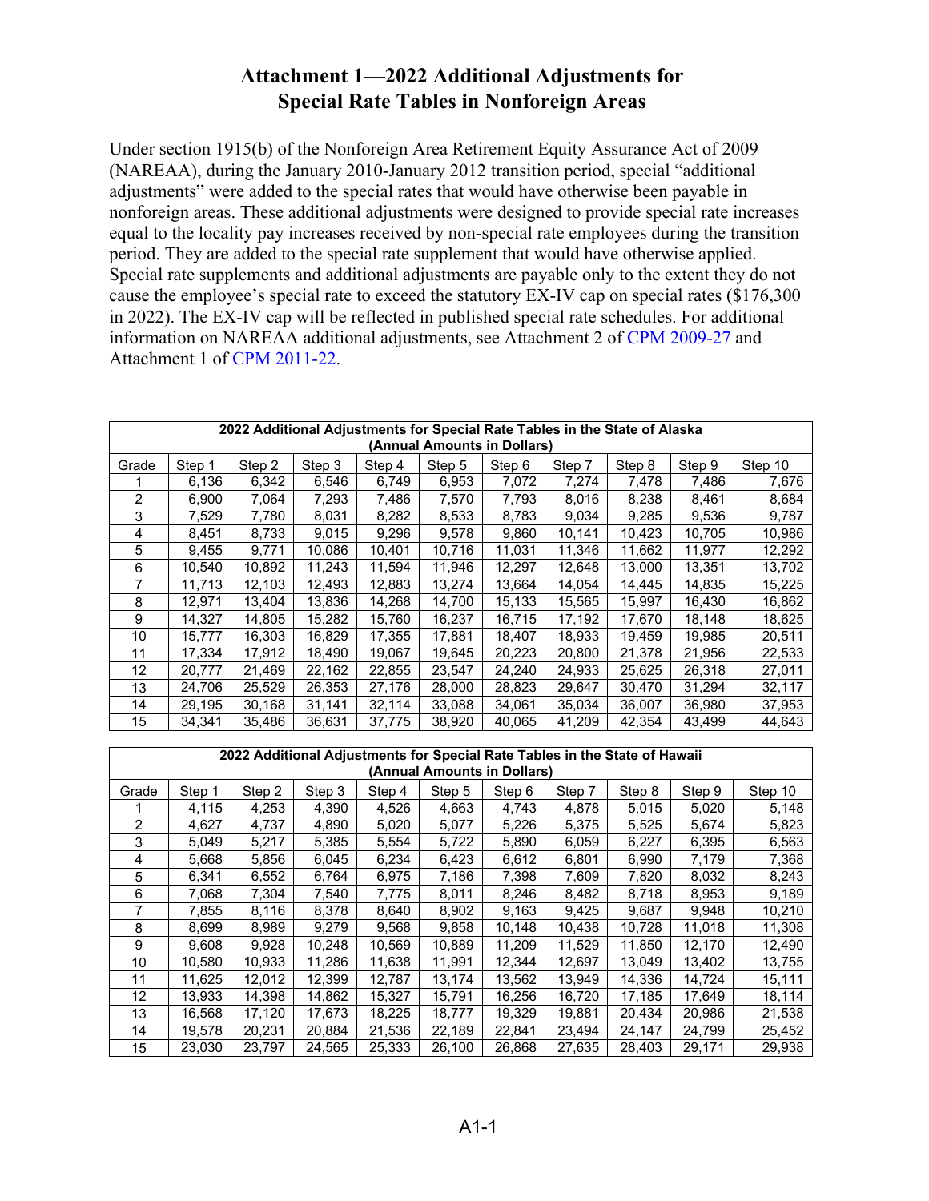# Attachment 1—2022 Additional Adjustments for Special Rate Tables in Nonforeign Areas

Under section 1915(b) of the Nonforeign Area Retirement Equity Assurance Act of 2009 (NAREAA), during the January 2010-January 2012 transition period, special "additional adjustments" were added to the special rates that would have otherwise been payable in nonforeign areas. These additional adjustments were designed to provide special rate increases equal to the locality pay increases received by non-special rate employees during the transition period. They are added to the special rate supplement that would have otherwise applied. Special rate supplements and additional adjustments are payable only to the extent they do not cause the employee's special rate to exceed the statutory EX-IV cap on special rates ($176,300 in 2022). The EX-IV cap will be reflected in published special rate schedules. For additional information on NAREAA additional adjustments, see Attachment 2 of CPM 2009-27 and Attachment 1 of CPM 2011-22.

| 2022 Additional Adjustments for Special Rate Tables in the State of Alaska (Annual Amounts in Dollars) | | | | | | | | | | |
|---|---|---|---|---|---|---|---|---|---|---|
| Grade | Step 1 | Step 2 | Step 3 | Step 4 | Step 5 | Step 6 | Step 7 | Step 8 | Step 9 | Step 10 |
| 1 | 6,136 | 6,342 | 6,546 | 6,749 | 6,953 | 7,072 | 7,274 | 7,478 | 7,486 | 7,676 |
| 2 | 6,900 | 7,064 | 7,293 | 7,486 | 7,570 | 7,793 | 8,016 | 8,238 | 8,461 | 8,684 |
| 3 | 7,529 | 7,780 | 8,031 | 8,282 | 8,533 | 8,783 | 9,034 | 9,285 | 9,536 | 9,787 |
| 4 | 8,451 | 8,733 | 9,015 | 9,296 | 9,578 | 9,860 | 10,141 | 10,423 | 10,705 | 10,986 |
| 5 | 9,455 | 9,771 | 10,086 | 10,401 | 10,716 | 11,031 | 11,346 | 11,662 | 11,977 | 12,292 |
| 6 | 10,540 | 10,892 | 11,243 | 11,594 | 11,946 | 12,297 | 12,648 | 13,000 | 13,351 | 13,702 |
| 7 | 11,713 | 12,103 | 12,493 | 12,883 | 13,274 | 13,664 | 14,054 | 14,445 | 14,835 | 15,225 |
| 8 | 12,971 | 13,404 | 13,836 | 14,268 | 14,700 | 15,133 | 15,565 | 15,997 | 16,430 | 16,862 |
| 9 | 14,327 | 14,805 | 15,282 | 15,760 | 16,237 | 16,715 | 17,192 | 17,670 | 18,148 | 18,625 |
| 10 | 15,777 | 16,303 | 16,829 | 17,355 | 17,881 | 18,407 | 18,933 | 19,459 | 19,985 | 20,511 |
| 11 | 17,334 | 17,912 | 18,490 | 19,067 | 19,645 | 20,223 | 20,800 | 21,378 | 21,956 | 22,533 |
| 12 | 20,777 | 21,469 | 22,162 | 22,855 | 23,547 | 24,240 | 24,933 | 25,625 | 26,318 | 27,011 |
| 13 | 24,706 | 25,529 | 26,353 | 27,176 | 28,000 | 28,823 | 29,647 | 30,470 | 31,294 | 32,117 |
| 14 | 29,195 | 30,168 | 31,141 | 32,114 | 33,088 | 34,061 | 35,034 | 36,007 | 36,980 | 37,953 |
| 15 | 34,341 | 35,486 | 36,631 | 37,775 | 38,920 | 40,065 | 41,209 | 42,354 | 43,499 | 44,643 |

| 2022 Additional Adjustments for Special Rate Tables in the State of Hawaii (Annual Amounts in Dollars) | | | | | | | | | | |
|---|---|---|---|---|---|---|---|---|---|---|
| Grade | Step 1 | Step 2 | Step 3 | Step 4 | Step 5 | Step 6 | Step 7 | Step 8 | Step 9 | Step 10 |
| 1 | 4,115 | 4,253 | 4,390 | 4,526 | 4,663 | 4,743 | 4,878 | 5,015 | 5,020 | 5,148 |
| 2 | 4,627 | 4,737 | 4,890 | 5,020 | 5,077 | 5,226 | 5,375 | 5,525 | 5,674 | 5,823 |
| 3 | 5,049 | 5,217 | 5,385 | 5,554 | 5,722 | 5,890 | 6,059 | 6,227 | 6,395 | 6,563 |
| 4 | 5,668 | 5,856 | 6,045 | 6,234 | 6,423 | 6,612 | 6,801 | 6,990 | 7,179 | 7,368 |
| 5 | 6,341 | 6,552 | 6,764 | 6,975 | 7,186 | 7,398 | 7,609 | 7,820 | 8,032 | 8,243 |
| 6 | 7,068 | 7,304 | 7,540 | 7,775 | 8,011 | 8,246 | 8,482 | 8,718 | 8,953 | 9,189 |
| 7 | 7,855 | 8,116 | 8,378 | 8,640 | 8,902 | 9,163 | 9,425 | 9,687 | 9,948 | 10,210 |
| 8 | 8,699 | 8,989 | 9,279 | 9,568 | 9,858 | 10,148 | 10,438 | 10,728 | 11,018 | 11,308 |
| 9 | 9,608 | 9,928 | 10,248 | 10,569 | 10,889 | 11,209 | 11,529 | 11,850 | 12,170 | 12,490 |
| 10 | 10,580 | 10,933 | 11,286 | 11,638 | 11,991 | 12,344 | 12,697 | 13,049 | 13,402 | 13,755 |
| 11 | 11,625 | 12,012 | 12,399 | 12,787 | 13,174 | 13,562 | 13,949 | 14,336 | 14,724 | 15,111 |
| 12 | 13,933 | 14,398 | 14,862 | 15,327 | 15,791 | 16,256 | 16,720 | 17,185 | 17,649 | 18,114 |
| 13 | 16,568 | 17,120 | 17,673 | 18,225 | 18,777 | 19,329 | 19,881 | 20,434 | 20,986 | 21,538 |
| 14 | 19,578 | 20,231 | 20,884 | 21,536 | 22,189 | 22,841 | 23,494 | 24,147 | 24,799 | 25,452 |
| 15 | 23,030 | 23,797 | 24,565 | 25,333 | 26,100 | 26,868 | 27,635 | 28,403 | 29,171 | 29,938 |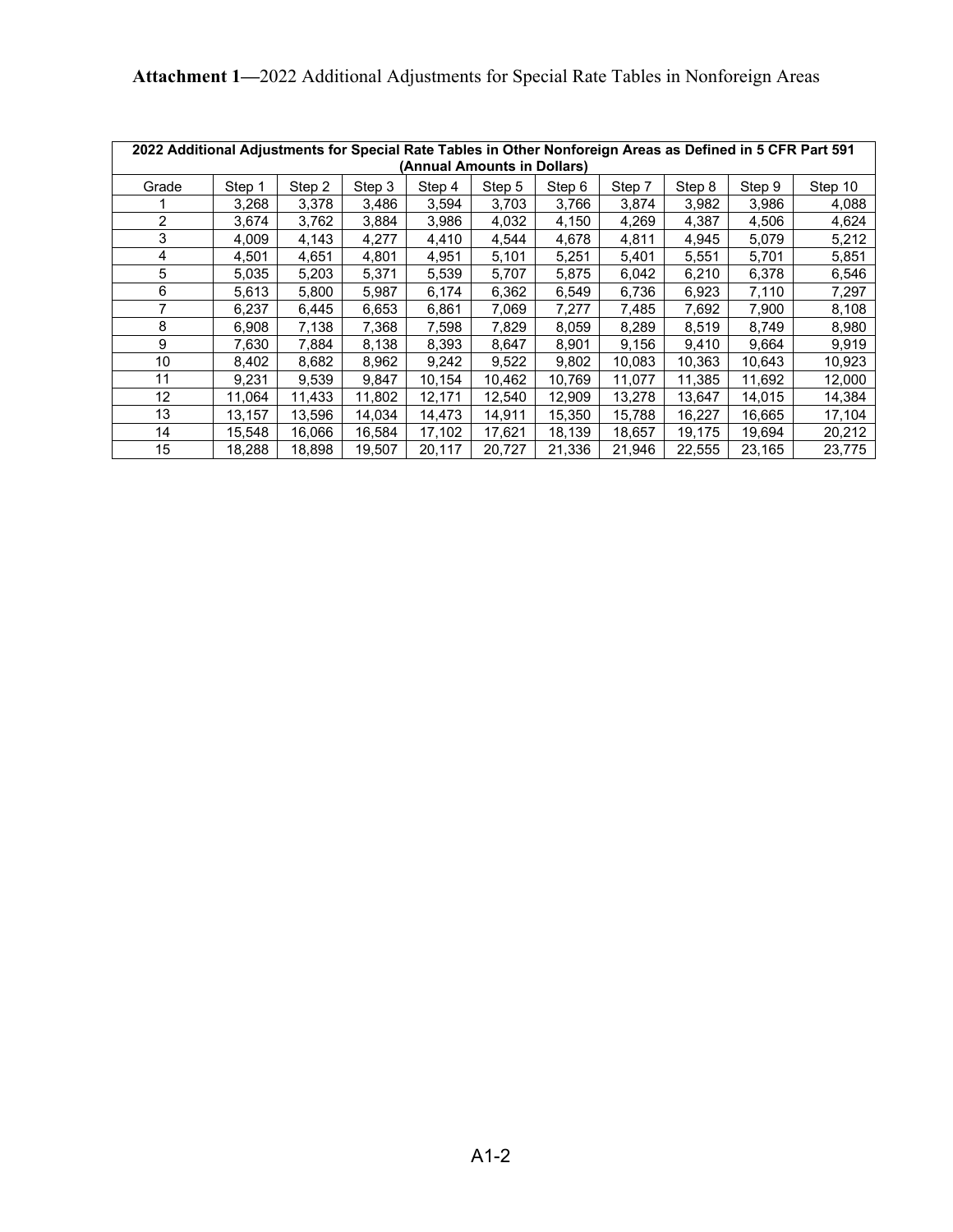**Attachment 1—**2022 Additional Adjustments for Special Rate Tables in Nonforeign Areas

| 2022 Additional Adjustments for Special Rate Tables in Other Nonforeign Areas as Defined in 5 CFR Part 591 (Annual Amounts in Dollars) | | | | | | | | | | |
|---|---|---|---|---|---|---|---|---|---|---|
| Grade | Step 1 | Step 2 | Step 3 | Step 4 | Step 5 | Step 6 | Step 7 | Step 8 | Step 9 | Step 10 |
| 1 | 3,268 | 3,378 | 3,486 | 3,594 | 3,703 | 3,766 | 3,874 | 3,982 | 3,986 | 4,088 |
| 2 | 3,674 | 3,762 | 3,884 | 3,986 | 4,032 | 4,150 | 4,269 | 4,387 | 4,506 | 4,624 |
| 3 | 4,009 | 4,143 | 4,277 | 4,410 | 4,544 | 4,678 | 4,811 | 4,945 | 5,079 | 5,212 |
| 4 | 4,501 | 4,651 | 4,801 | 4,951 | 5,101 | 5,251 | 5,401 | 5,551 | 5,701 | 5,851 |
| 5 | 5,035 | 5,203 | 5,371 | 5,539 | 5,707 | 5,875 | 6,042 | 6,210 | 6,378 | 6,546 |
| 6 | 5,613 | 5,800 | 5,987 | 6,174 | 6,362 | 6,549 | 6,736 | 6,923 | 7,110 | 7,297 |
| 7 | 6,237 | 6,445 | 6,653 | 6,861 | 7,069 | 7,277 | 7,485 | 7,692 | 7,900 | 8,108 |
| 8 | 6,908 | 7,138 | 7,368 | 7,598 | 7,829 | 8,059 | 8,289 | 8,519 | 8,749 | 8,980 |
| 9 | 7,630 | 7,884 | 8,138 | 8,393 | 8,647 | 8,901 | 9,156 | 9,410 | 9,664 | 9,919 |
| 10 | 8,402 | 8,682 | 8,962 | 9,242 | 9,522 | 9,802 | 10,083 | 10,363 | 10,643 | 10,923 |
| 11 | 9,231 | 9,539 | 9,847 | 10,154 | 10,462 | 10,769 | 11,077 | 11,385 | 11,692 | 12,000 |
| 12 | 11,064 | 11,433 | 11,802 | 12,171 | 12,540 | 12,909 | 13,278 | 13,647 | 14,015 | 14,384 |
| 13 | 13,157 | 13,596 | 14,034 | 14,473 | 14,911 | 15,350 | 15,788 | 16,227 | 16,665 | 17,104 |
| 14 | 15,548 | 16,066 | 16,584 | 17,102 | 17,621 | 18,139 | 18,657 | 19,175 | 19,694 | 20,212 |
| 15 | 18,288 | 18,898 | 19,507 | 20,117 | 20,727 | 21,336 | 21,946 | 22,555 | 23,165 | 23,775 |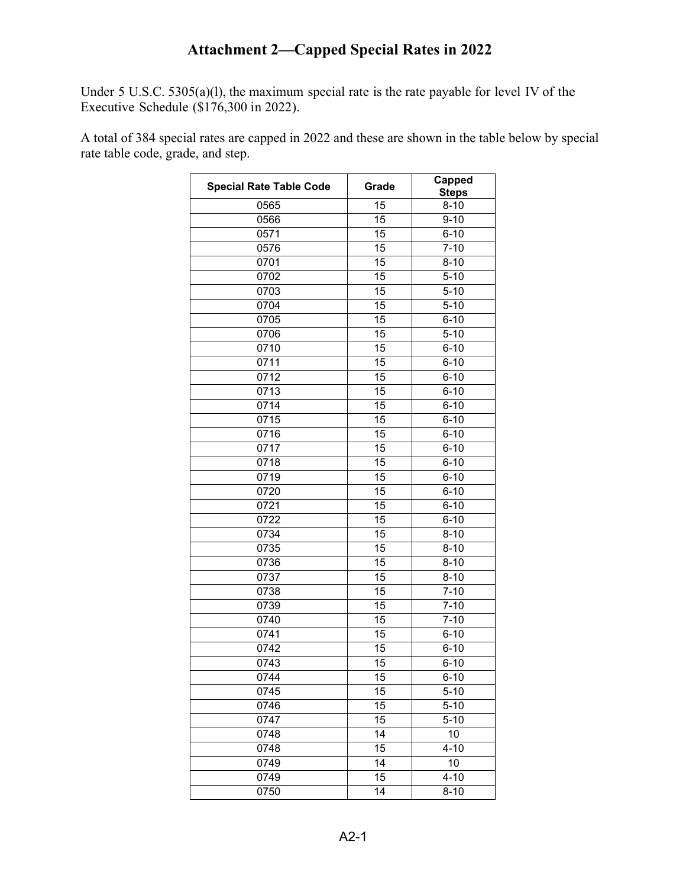# Attachment 2—Capped Special Rates in 2022

Under 5 U.S.C. 5305(a)(l), the maximum special rate is the rate payable for level IV of the Executive Schedule ($176,300 in 2022).

A total of 384 special rates are capped in 2022 and these are shown in the table below by special rate table code, grade, and step.

| Special Rate Table Code | Grade | Capped Steps |
|---|---|---|
| 0565 | 15 | 8-10 |
| 0566 | 15 | 9-10 |
| 0571 | 15 | 6-10 |
| 0576 | 15 | 7-10 |
| 0701 | 15 | 8-10 |
| 0702 | 15 | 5-10 |
| 0703 | 15 | 5-10 |
| 0704 | 15 | 5-10 |
| 0705 | 15 | 6-10 |
| 0706 | 15 | 5-10 |
| 0710 | 15 | 6-10 |
| 0711 | 15 | 6-10 |
| 0712 | 15 | 6-10 |
| 0713 | 15 | 6-10 |
| 0714 | 15 | 6-10 |
| 0715 | 15 | 6-10 |
| 0716 | 15 | 6-10 |
| 0717 | 15 | 6-10 |
| 0718 | 15 | 6-10 |
| 0719 | 15 | 6-10 |
| 0720 | 15 | 6-10 |
| 0721 | 15 | 6-10 |
| 0722 | 15 | 6-10 |
| 0734 | 15 | 8-10 |
| 0735 | 15 | 8-10 |
| 0736 | 15 | 8-10 |
| 0737 | 15 | 8-10 |
| 0738 | 15 | 7-10 |
| 0739 | 15 | 7-10 |
| 0740 | 15 | 7-10 |
| 0741 | 15 | 6-10 |
| 0742 | 15 | 6-10 |
| 0743 | 15 | 6-10 |
| 0744 | 15 | 6-10 |
| 0745 | 15 | 5-10 |
| 0746 | 15 | 5-10 |
| 0747 | 15 | 5-10 |
| 0748 | 14 | 10 |
| 0748 | 15 | 4-10 |
| 0749 | 14 | 10 |
| 0749 | 15 | 4-10 |
| 0750 | 14 | 8-10 |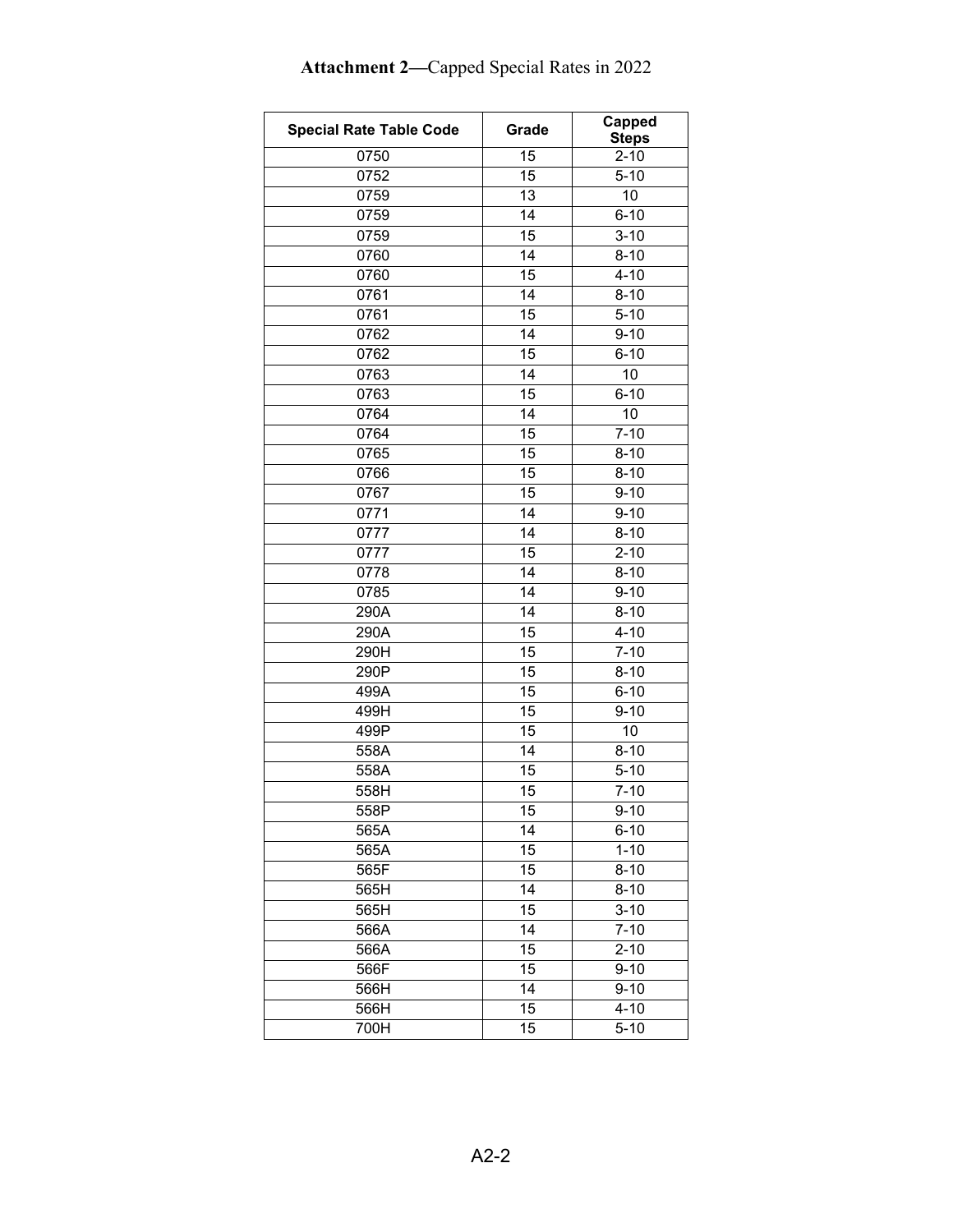**Attachment 2—**Capped Special Rates in 2022

| Special Rate Table Code | Grade | Capped Steps |
|---|---|---|
| 0750 | 15 | 2-10 |
| 0752 | 15 | 5-10 |
| 0759 | 13 | 10 |
| 0759 | 14 | 6-10 |
| 0759 | 15 | 3-10 |
| 0760 | 14 | 8-10 |
| 0760 | 15 | 4-10 |
| 0761 | 14 | 8-10 |
| 0761 | 15 | 5-10 |
| 0762 | 14 | 9-10 |
| 0762 | 15 | 6-10 |
| 0763 | 14 | 10 |
| 0763 | 15 | 6-10 |
| 0764 | 14 | 10 |
| 0764 | 15 | 7-10 |
| 0765 | 15 | 8-10 |
| 0766 | 15 | 8-10 |
| 0767 | 15 | 9-10 |
| 0771 | 14 | 9-10 |
| 0777 | 14 | 8-10 |
| 0777 | 15 | 2-10 |
| 0778 | 14 | 8-10 |
| 0785 | 14 | 9-10 |
| 290A | 14 | 8-10 |
| 290A | 15 | 4-10 |
| 290H | 15 | 7-10 |
| 290P | 15 | 8-10 |
| 499A | 15 | 6-10 |
| 499H | 15 | 9-10 |
| 499P | 15 | 10 |
| 558A | 14 | 8-10 |
| 558A | 15 | 5-10 |
| 558H | 15 | 7-10 |
| 558P | 15 | 9-10 |
| 565A | 14 | 6-10 |
| 565A | 15 | 1-10 |
| 565F | 15 | 8-10 |
| 565H | 14 | 8-10 |
| 565H | 15 | 3-10 |
| 566A | 14 | 7-10 |
| 566A | 15 | 2-10 |
| 566F | 15 | 9-10 |
| 566H | 14 | 9-10 |
| 566H | 15 | 4-10 |
| 700H | 15 | 5-10 |